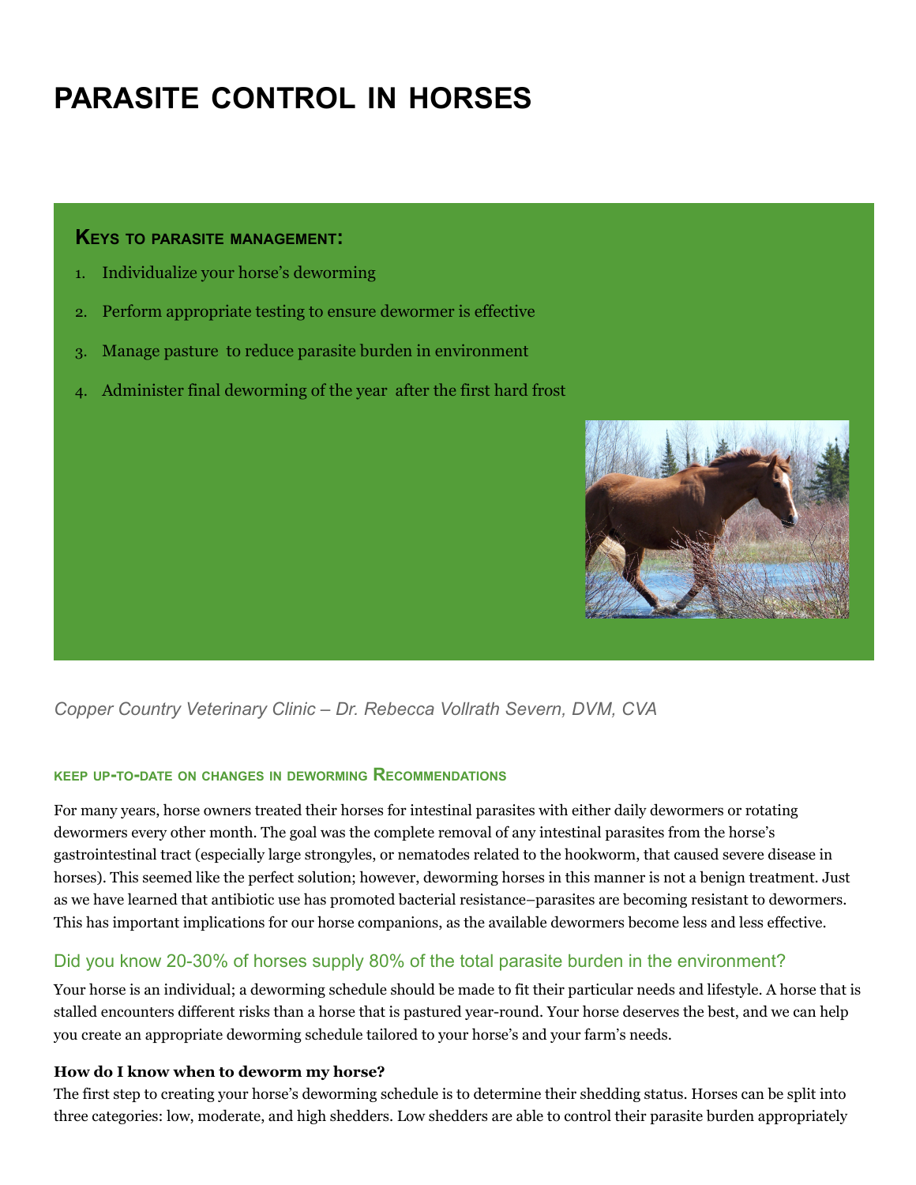# PARASITE CONTROL IN HORSES

**Keys to parasite management:**

1. Individualize your horse's deworming
2. Perform appropriate testing to ensure dewormer is effective
3. Manage pasture to reduce parasite burden in environment
4. Administer final deworming of the year after the first hard frost

*Copper Country Veterinary Clinic – Dr. Rebecca Vollrath Severn, DVM, CVA*

### KEEP UP-TO-DATE ON CHANGES IN DEWORMING RECOMMENDATIONS

For many years, horse owners treated their horses for intestinal parasites with either daily dewormers or rotating dewormers every other month. The goal was the complete removal of any intestinal parasites from the horse's gastrointestinal tract (especially large strongyles, or nematodes related to the hookworm, that caused severe disease in horses). This seemed like the perfect solution; however, deworming horses in this manner is not a benign treatment. Just as we have learned that antibiotic use has promoted bacterial resistance–parasites are becoming resistant to dewormers. This has important implications for our horse companions, as the available dewormers become less and less effective.

## Did you know 20-30% of horses supply 80% of the total parasite burden in the environment?

Your horse is an individual; a deworming schedule should be made to fit their particular needs and lifestyle. A horse that is stalled encounters different risks than a horse that is pastured year-round. Your horse deserves the best, and we can help you create an appropriate deworming schedule tailored to your horse's and your farm's needs.

**How do I know when to deworm my horse?**

The first step to creating your horse's deworming schedule is to determine their shedding status. Horses can be split into three categories: low, moderate, and high shedders. Low shedders are able to control their parasite burden appropriately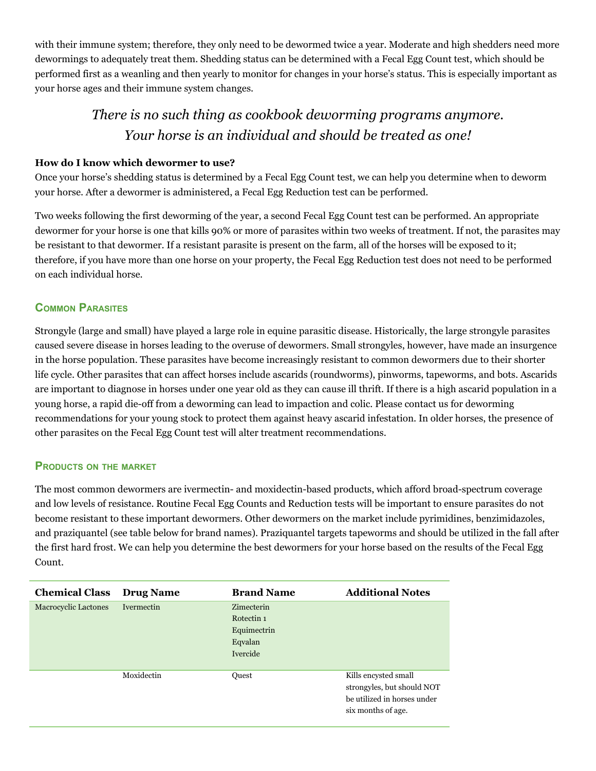with their immune system; therefore, they only need to be dewormed twice a year. Moderate and high shedders need more dewormings to adequately treat them. Shedding status can be determined with a Fecal Egg Count test, which should be performed first as a weanling and then yearly to monitor for changes in your horse's status. This is especially important as your horse ages and their immune system changes.

*There is no such thing as cookbook deworming programs anymore. Your horse is an individual and should be treated as one!*

**How do I know which dewormer to use?**

Once your horse's shedding status is determined by a Fecal Egg Count test, we can help you determine when to deworm your horse. After a dewormer is administered, a Fecal Egg Reduction test can be performed.

Two weeks following the first deworming of the year, a second Fecal Egg Count test can be performed. An appropriate dewormer for your horse is one that kills 90% or more of parasites within two weeks of treatment. If not, the parasites may be resistant to that dewormer. If a resistant parasite is present on the farm, all of the horses will be exposed to it; therefore, if you have more than one horse on your property, the Fecal Egg Reduction test does not need to be performed on each individual horse.

## Common Parasites

Strongyle (large and small) have played a large role in equine parasitic disease. Historically, the large strongyle parasites caused severe disease in horses leading to the overuse of dewormers. Small strongyles, however, have made an insurgence in the horse population. These parasites have become increasingly resistant to common dewormers due to their shorter life cycle. Other parasites that can affect horses include ascarids (roundworms), pinworms, tapeworms, and bots. Ascarids are important to diagnose in horses under one year old as they can cause ill thrift. If there is a high ascarid population in a young horse, a rapid die-off from a deworming can lead to impaction and colic. Please contact us for deworming recommendations for your young stock to protect them against heavy ascarid infestation. In older horses, the presence of other parasites on the Fecal Egg Count test will alter treatment recommendations.

## Products on the market

The most common dewormers are ivermectin- and moxidectin-based products, which afford broad-spectrum coverage and low levels of resistance. Routine Fecal Egg Counts and Reduction tests will be important to ensure parasites do not become resistant to these important dewormers. Other dewormers on the market include pyrimidines, benzimidazoles, and praziquantel (see table below for brand names). Praziquantel targets tapeworms and should be utilized in the fall after the first hard frost. We can help you determine the best dewormers for your horse based on the results of the Fecal Egg Count.

| Chemical Class | Drug Name | Brand Name | Additional Notes |
|---|---|---|---|
| Macrocyclic Lactones | Ivermectin | Zimecterin<br>Rotectin 1<br>Equimectrin<br>Eqvalan<br>Ivercide | |
| | Moxidectin | Quest | Kills encysted small strongyles, but should NOT be utilized in horses under six months of age. |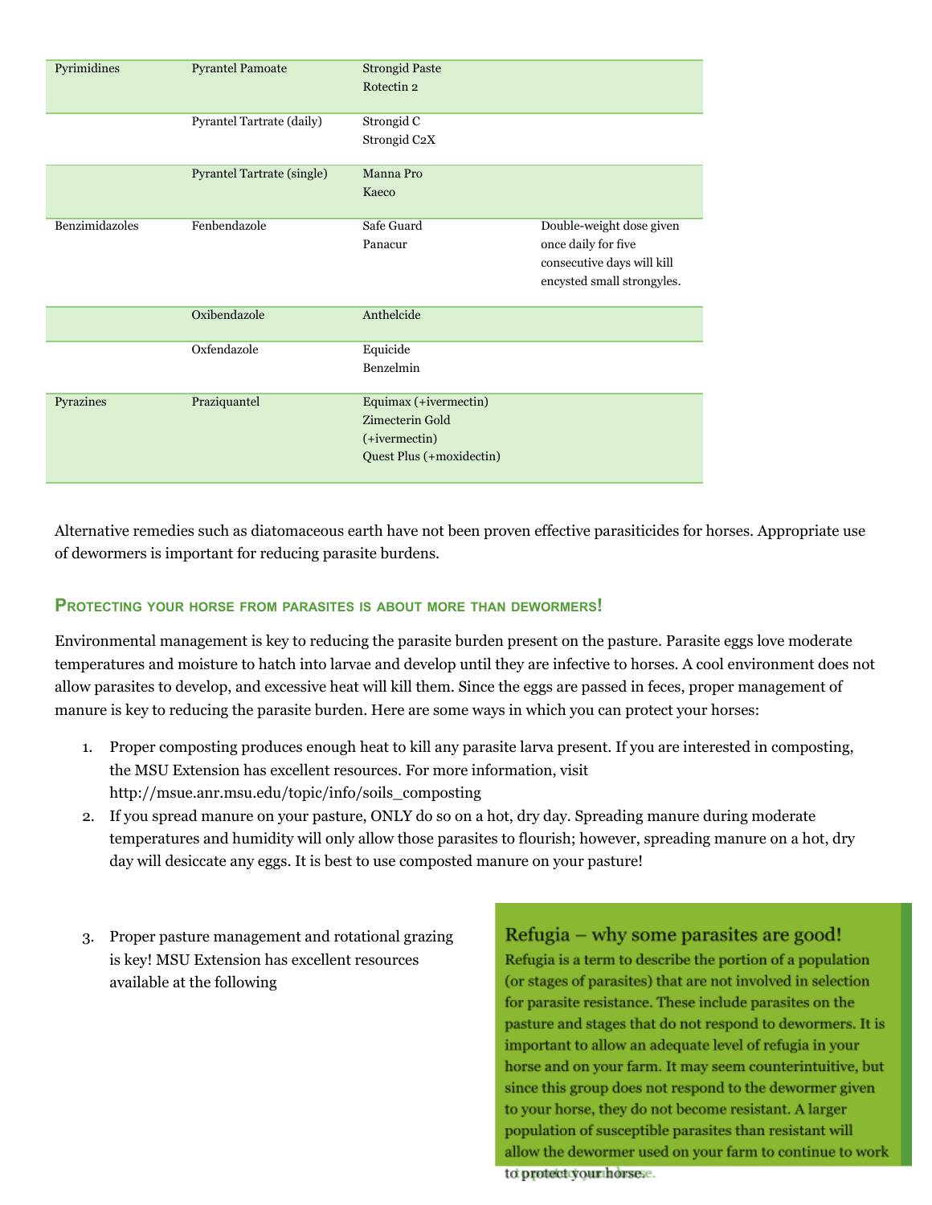| | | | |
|---|---|---|---|
| Pyrimidines | Pyrantel Pamoate | Strongid Paste<br>Rotectin 2 | |
| | Pyrantel Tartrate (daily) | Strongid C<br>Strongid C2X | |
| | Pyrantel Tartrate (single) | Manna Pro<br>Kaeco | |
| Benzimidazoles | Fenbendazole | Safe Guard<br>Panacur | Double-weight dose given once daily for five consecutive days will kill encysted small strongyles. |
| | Oxibendazole | Anthelcide | |
| | Oxfendazole | Equicide<br>Benzelmin | |
| Pyrazines | Praziquantel | Equimax (+ivermectin)<br>Zimecterin Gold (+ivermectin)<br>Quest Plus (+moxidectin) | |

Alternative remedies such as diatomaceous earth have not been proven effective parasiticides for horses. Appropriate use of dewormers is important for reducing parasite burdens.

### Protecting your horse from parasites is about more than dewormers!

Environmental management is key to reducing the parasite burden present on the pasture. Parasite eggs love moderate temperatures and moisture to hatch into larvae and develop until they are infective to horses. A cool environment does not allow parasites to develop, and excessive heat will kill them. Since the eggs are passed in feces, proper management of manure is key to reducing the parasite burden. Here are some ways in which you can protect your horses:

1. Proper composting produces enough heat to kill any parasite larva present. If you are interested in composting, the MSU Extension has excellent resources. For more information, visit http://msue.anr.msu.edu/topic/info/soils_composting
2. If you spread manure on your pasture, ONLY do so on a hot, dry day. Spreading manure during moderate temperatures and humidity will only allow those parasites to flourish; however, spreading manure on a hot, dry day will desiccate any eggs. It is best to use composted manure on your pasture!
3. Proper pasture management and rotational grazing is key! MSU Extension has excellent resources available at the following

**Refugia – why some parasites are good!**

Refugia is a term to describe the portion of a population (or stages of parasites) that are not involved in selection for parasite resistance. These include parasites on the pasture and stages that do not respond to dewormers. It is important to allow an adequate level of refugia in your horse and on your farm. It may seem counterintuitive, but since this group does not respond to the dewormer given to your horse, they do not become resistant. A larger population of susceptible parasites than resistant will allow the dewormer used on your farm to continue to work to protect your horse.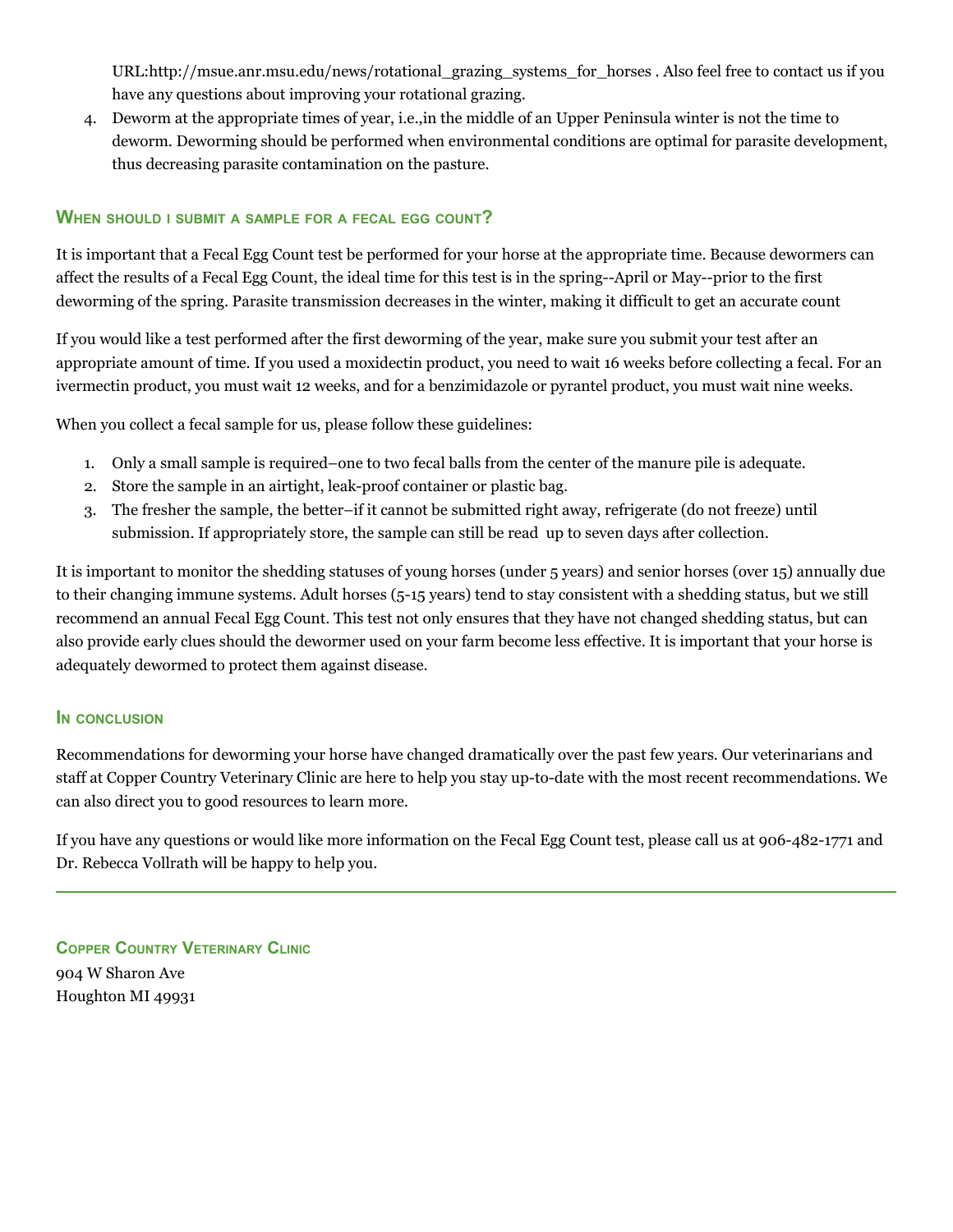URL:http://msue.anr.msu.edu/news/rotational_grazing_systems_for_horses . Also feel free to contact us if you have any questions about improving your rotational grazing.

4. Deworm at the appropriate times of year, i.e.,in the middle of an Upper Peninsula winter is not the time to deworm. Deworming should be performed when environmental conditions are optimal for parasite development, thus decreasing parasite contamination on the pasture.

### When should i submit a sample for a fecal egg count?

It is important that a Fecal Egg Count test be performed for your horse at the appropriate time. Because dewormers can affect the results of a Fecal Egg Count, the ideal time for this test is in the spring--April or May--prior to the first deworming of the spring. Parasite transmission decreases in the winter, making it difficult to get an accurate count

If you would like a test performed after the first deworming of the year, make sure you submit your test after an appropriate amount of time. If you used a moxidectin product, you need to wait 16 weeks before collecting a fecal. For an ivermectin product, you must wait 12 weeks, and for a benzimidazole or pyrantel product, you must wait nine weeks.

When you collect a fecal sample for us, please follow these guidelines:

1. Only a small sample is required–one to two fecal balls from the center of the manure pile is adequate.
2. Store the sample in an airtight, leak-proof container or plastic bag.
3. The fresher the sample, the better–if it cannot be submitted right away, refrigerate (do not freeze) until submission. If appropriately store, the sample can still be read up to seven days after collection.

It is important to monitor the shedding statuses of young horses (under 5 years) and senior horses (over 15) annually due to their changing immune systems. Adult horses (5-15 years) tend to stay consistent with a shedding status, but we still recommend an annual Fecal Egg Count. This test not only ensures that they have not changed shedding status, but can also provide early clues should the dewormer used on your farm become less effective. It is important that your horse is adequately dewormed to protect them against disease.

### In conclusion

Recommendations for deworming your horse have changed dramatically over the past few years. Our veterinarians and staff at Copper Country Veterinary Clinic are here to help you stay up-to-date with the most recent recommendations. We can also direct you to good resources to learn more.

If you have any questions or would like more information on the Fecal Egg Count test, please call us at 906-482-1771 and Dr. Rebecca Vollrath will be happy to help you.

---

**Copper Country Veterinary Clinic**
904 W Sharon Ave
Houghton MI 49931